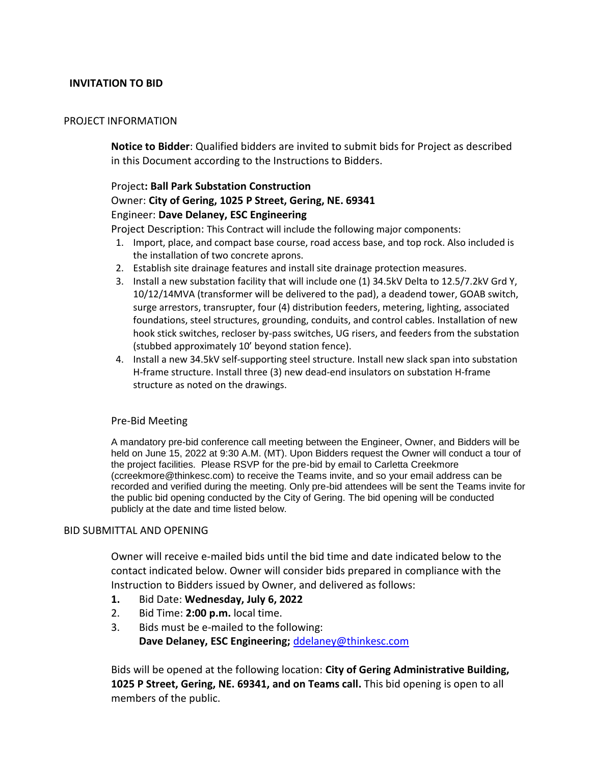# INVITATION TO BID

## PROJECT INFORMATION

**Notice to Bidder**: Qualified bidders are invited to submit bids for Project as described in this Document according to the Instructions to Bidders.

Project**: Ball Park Substation Construction**
Owner: **City of Gering, 1025 P Street, Gering, NE. 69341**
Engineer: **Dave Delaney, ESC Engineering**
Project Description: This Contract will include the following major components:

1. Import, place, and compact base course, road access base, and top rock. Also included is the installation of two concrete aprons.
2. Establish site drainage features and install site drainage protection measures.
3. Install a new substation facility that will include one (1) 34.5kV Delta to 12.5/7.2kV Grd Y, 10/12/14MVA (transformer will be delivered to the pad), a deadend tower, GOAB switch, surge arrestors, transrupter, four (4) distribution feeders, metering, lighting, associated foundations, steel structures, grounding, conduits, and control cables. Installation of new hook stick switches, recloser by-pass switches, UG risers, and feeders from the substation (stubbed approximately 10' beyond station fence).
4. Install a new 34.5kV self-supporting steel structure. Install new slack span into substation H-frame structure. Install three (3) new dead-end insulators on substation H-frame structure as noted on the drawings.

### Pre-Bid Meeting

A mandatory pre-bid conference call meeting between the Engineer, Owner, and Bidders will be held on June 15, 2022 at 9:30 A.M. (MT). Upon Bidders request the Owner will conduct a tour of the project facilities. Please RSVP for the pre-bid by email to Carletta Creekmore (ccreekmore@thinkesc.com) to receive the Teams invite, and so your email address can be recorded and verified during the meeting. Only pre-bid attendees will be sent the Teams invite for the public bid opening conducted by the City of Gering. The bid opening will be conducted publicly at the date and time listed below.

## BID SUBMITTAL AND OPENING

Owner will receive e-mailed bids until the bid time and date indicated below to the contact indicated below. Owner will consider bids prepared in compliance with the Instruction to Bidders issued by Owner, and delivered as follows:

1. Bid Date: **Wednesday, July 6, 2022**
2. Bid Time: **2:00 p.m.** local time.
3. Bids must be e-mailed to the following:
   **Dave Delaney, ESC Engineering;** ddelaney@thinkesc.com

Bids will be opened at the following location: **City of Gering Administrative Building, 1025 P Street, Gering, NE. 69341, and on Teams call.** This bid opening is open to all members of the public.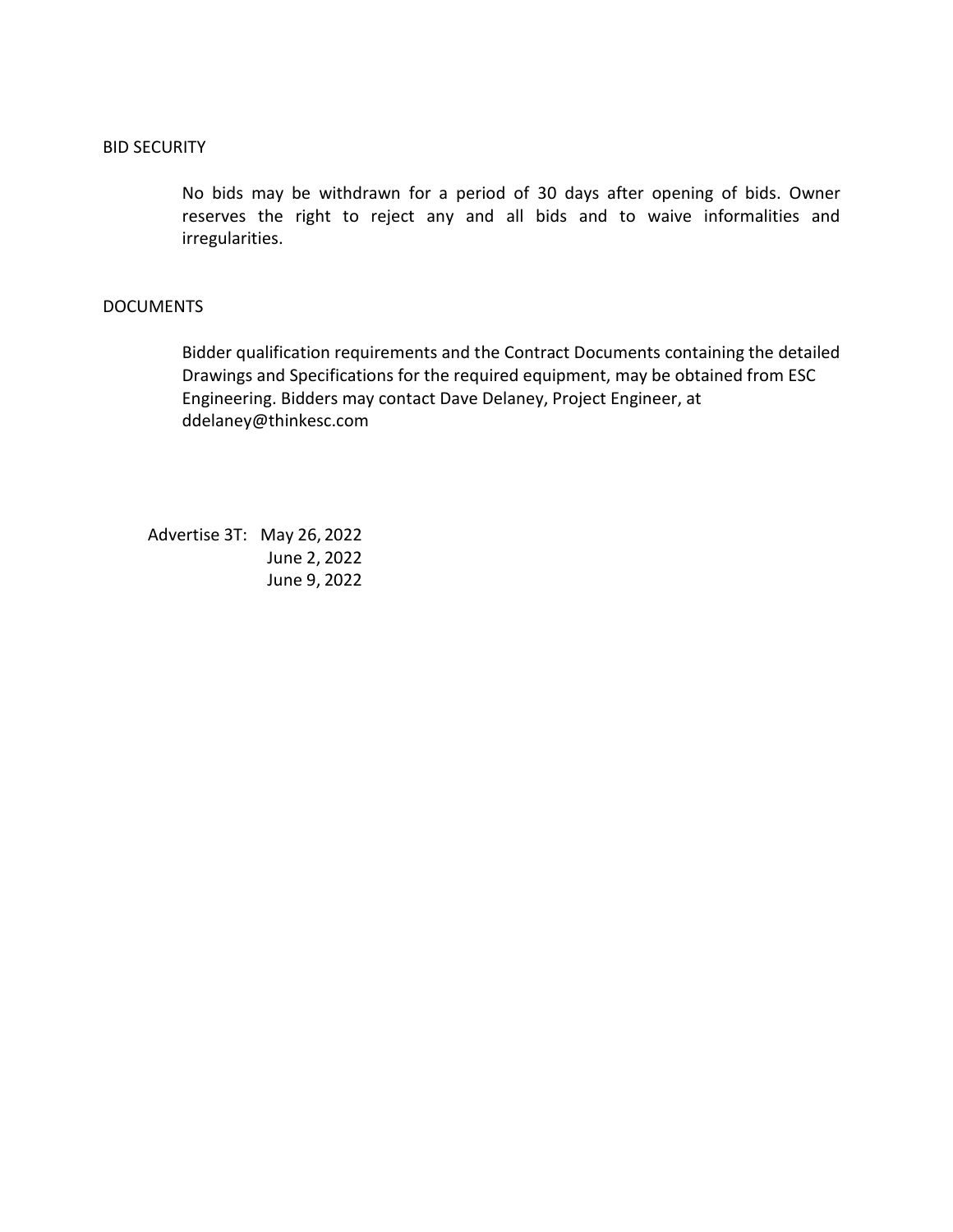## BID SECURITY

No bids may be withdrawn for a period of 30 days after opening of bids. Owner reserves the right to reject any and all bids and to waive informalities and irregularities.

## DOCUMENTS

Bidder qualification requirements and the Contract Documents containing the detailed Drawings and Specifications for the required equipment, may be obtained from ESC Engineering. Bidders may contact Dave Delaney, Project Engineer, at ddelaney@thinkesc.com

Advertise 3T: May 26, 2022
June 2, 2022
June 9, 2022